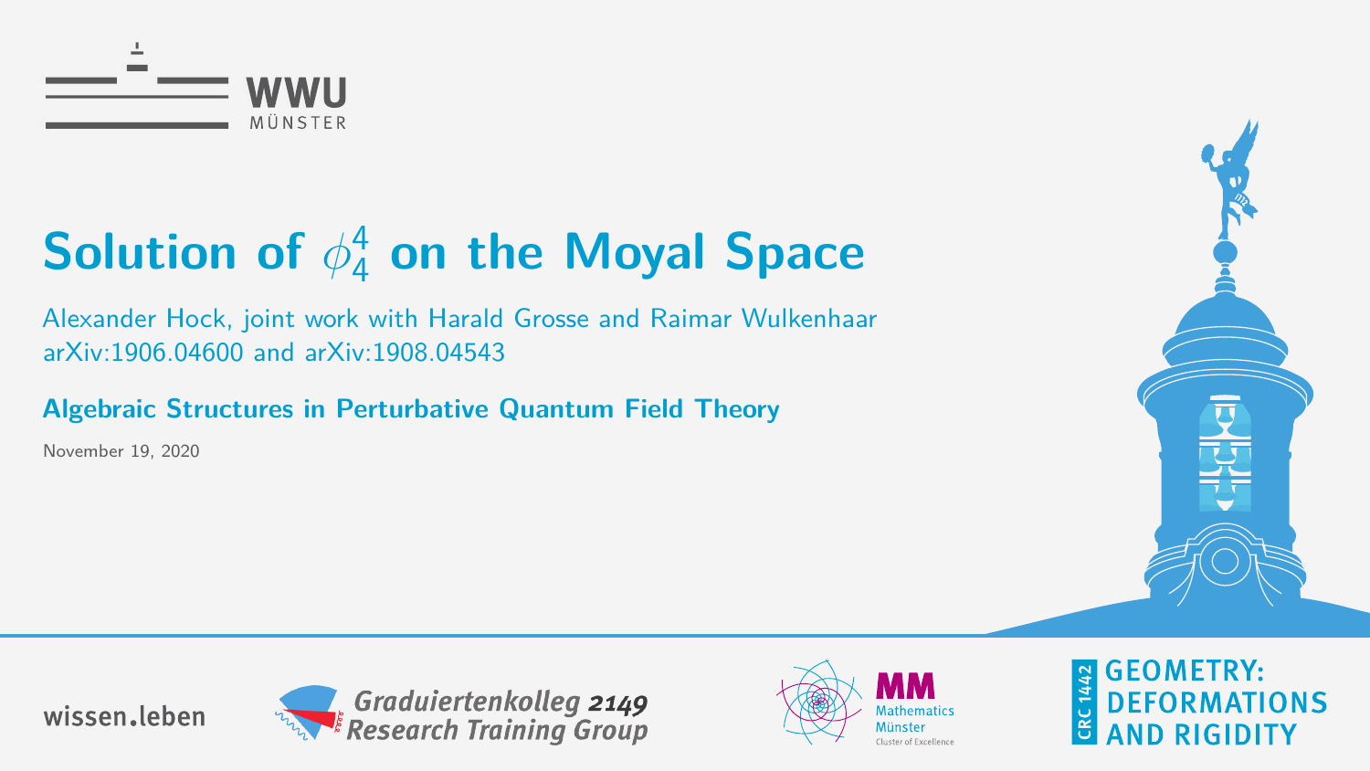# Solution of $\phi_4^4$ on the Moyal Space

Alexander Hock, joint work with Harald Grosse and Raimar Wulkenhaar
arXiv:1906.04600 and arXiv:1908.04543

**Algebraic Structures in Perturbative Quantum Field Theory**

November 19, 2020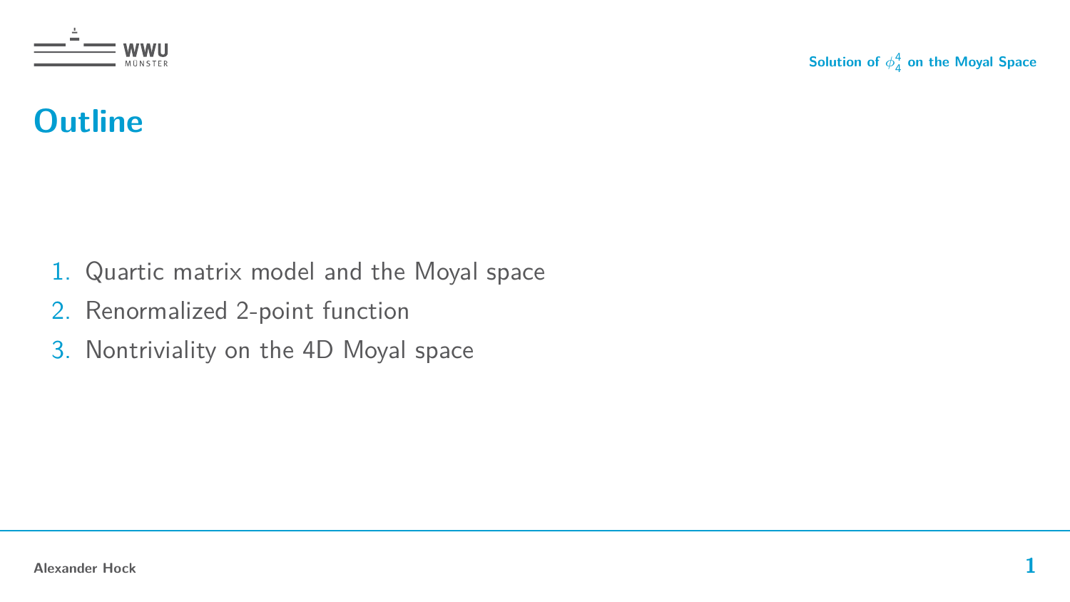# Outline

1. Quartic matrix model and the Moyal space
2. Renormalized 2-point function
3. Nontriviality on the 4D Moyal space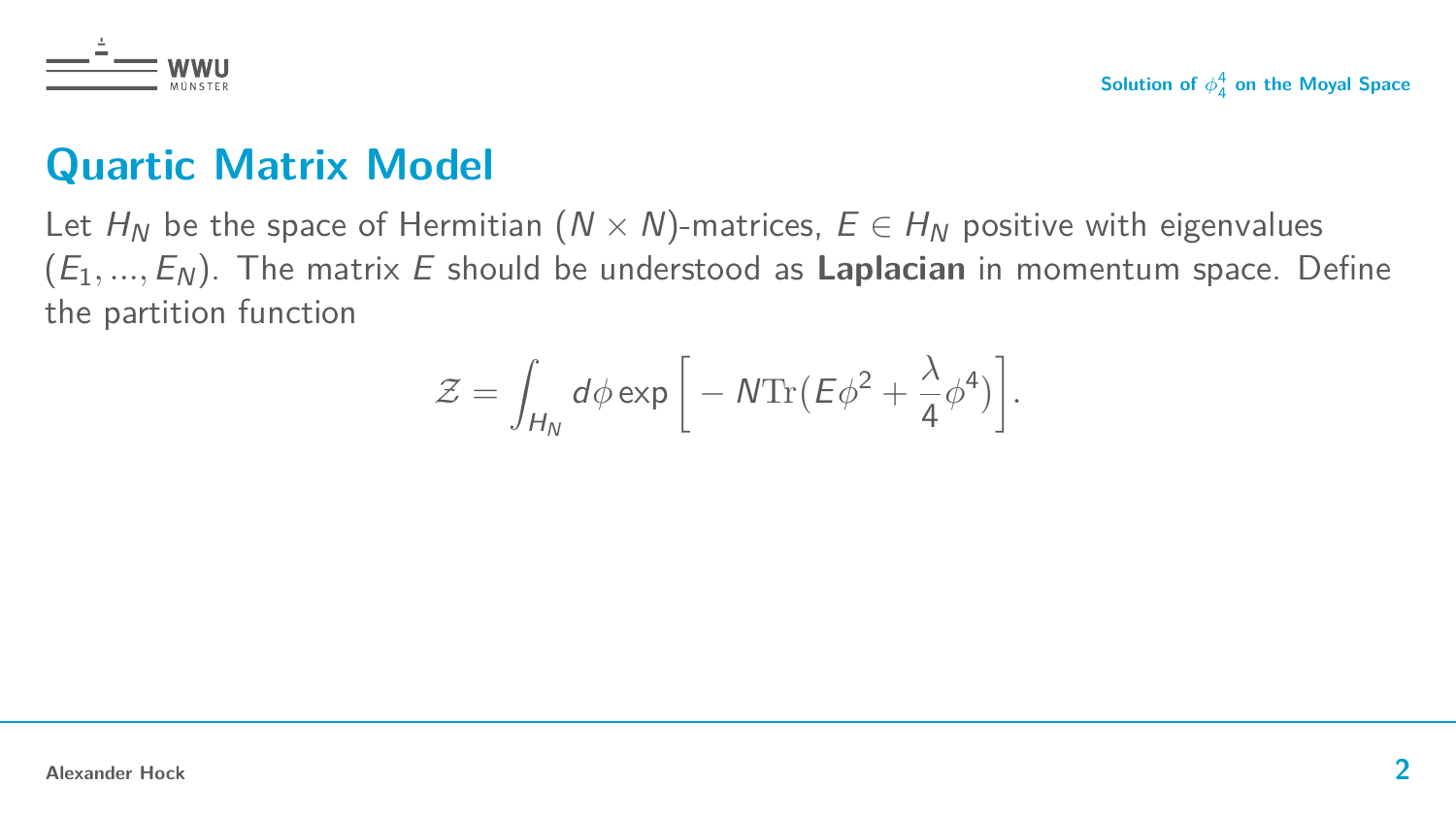# Quartic Matrix Model

Let $H_N$ be the space of Hermitian $(N \times N)$-matrices, $E \in H_N$ positive with eigenvalues $(E_1, ..., E_N)$. The matrix $E$ should be understood as **Laplacian** in momentum space. Define the partition function

$$\mathcal{Z} = \int_{H_N} d\phi \exp\left[ -N\mathrm{Tr}\left(E\phi^2 + \frac{\lambda}{4}\phi^4\right)\right].$$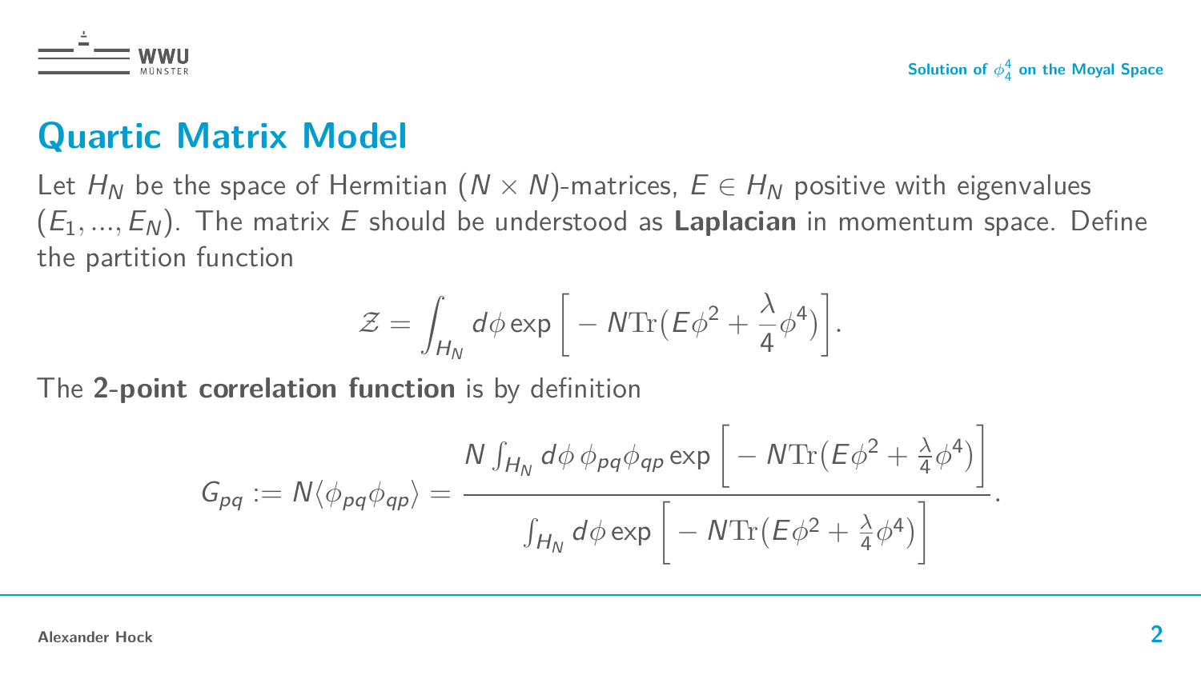## Quartic Matrix Model

Let $H_N$ be the space of Hermitian $(N \times N)$-matrices, $E \in H_N$ positive with eigenvalues $(E_1, ..., E_N)$. The matrix $E$ should be understood as **Laplacian** in momentum space. Define the partition function

$$\mathcal{Z} = \int_{H_N} d\phi \exp\Big[ -N\mathrm{Tr}\big(E\phi^2 + \frac{\lambda}{4}\phi^4\big)\Big].$$

The **2-point correlation function** is by definition

$$G_{pq} := N\langle \phi_{pq}\phi_{qp}\rangle = \frac{N\int_{H_N} d\phi\, \phi_{pq}\phi_{qp} \exp\Big[ -N\mathrm{Tr}\big(E\phi^2 + \frac{\lambda}{4}\phi^4\big)\Big]}{\int_{H_N} d\phi \exp\Big[ -N\mathrm{Tr}\big(E\phi^2 + \frac{\lambda}{4}\phi^4\big)\Big]}.$$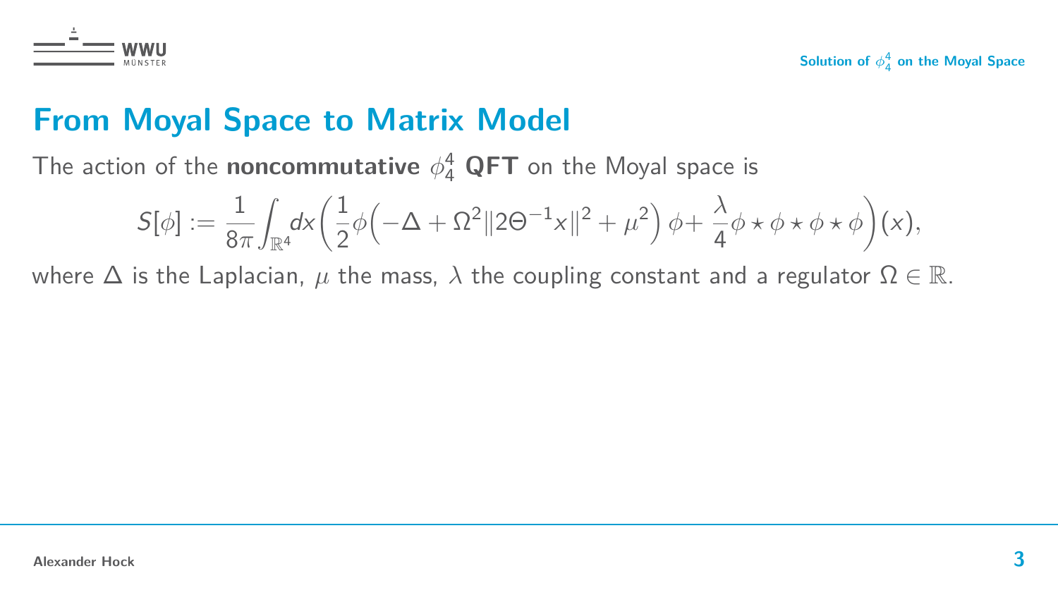# From Moyal Space to Matrix Model

The action of the **noncommutative** $\phi^4_4$ **QFT** on the Moyal space is

$$S[\phi] := \frac{1}{8\pi}\int_{\mathbb{R}^4} dx \bigg(\frac{1}{2}\phi\Big(-\Delta + \Omega^2\|2\Theta^{-1}x\|^2 + \mu^2\Big)\,\phi + \frac{\lambda}{4}\phi\star\phi\star\phi\star\phi\bigg)(x),$$

where $\Delta$ is the Laplacian, $\mu$ the mass, $\lambda$ the coupling constant and a regulator $\Omega \in \mathbb{R}$.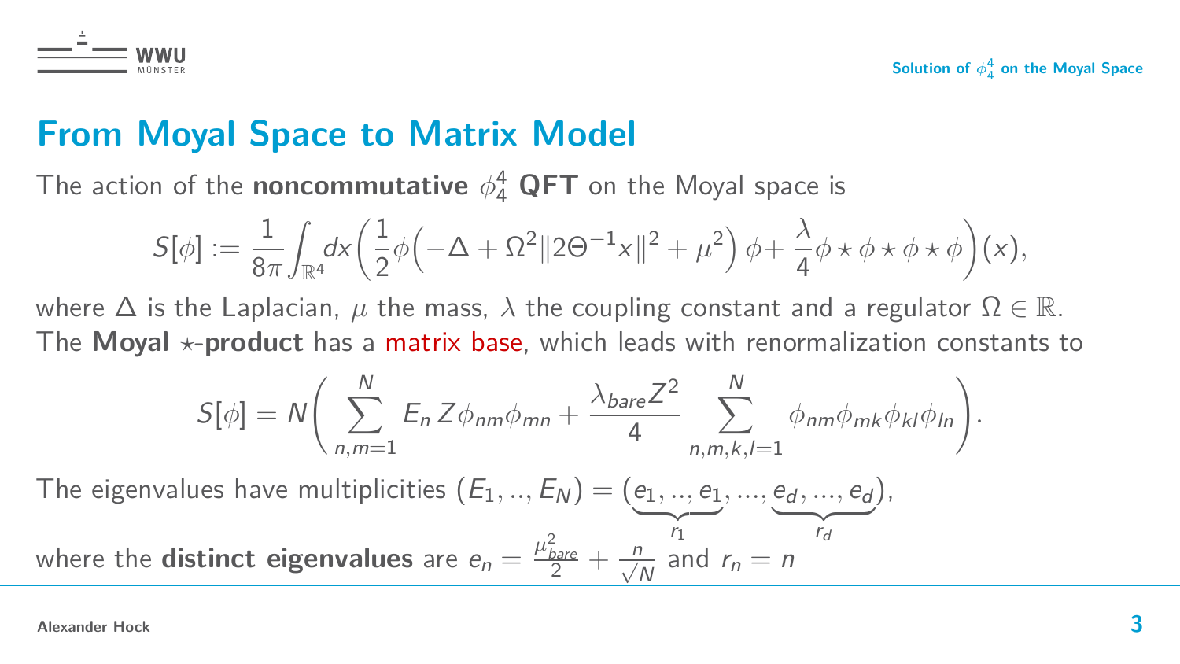# From Moyal Space to Matrix Model

The action of the **noncommutative** $\phi^4_4$ **QFT** on the Moyal space is

$$S[\phi] := \frac{1}{8\pi}\int_{\mathbb{R}^4} dx \bigg(\frac{1}{2}\phi\Big(-\Delta + \Omega^2\|2\Theta^{-1}x\|^2 + \mu^2\Big)\phi + \frac{\lambda}{4}\phi\star\phi\star\phi\star\phi\bigg)(x),$$

where $\Delta$ is the Laplacian, $\mu$ the mass, $\lambda$ the coupling constant and a regulator $\Omega \in \mathbb{R}$.
The **Moyal** $\star$**-product** has a matrix base, which leads with renormalization constants to

$$S[\phi] = N\Bigg(\sum_{n,m=1}^{N} E_n Z \phi_{nm}\phi_{mn} + \frac{\lambda_{bare} Z^2}{4}\sum_{n,m,k,l=1}^{N}\phi_{nm}\phi_{mk}\phi_{kl}\phi_{ln}\Bigg).$$

The eigenvalues have multiplicities $(E_1, .., E_N) = (\underbrace{e_1, .., e_1}_{r_1}, ..., \underbrace{e_d, ..., e_d}_{r_d})$,

where the **distinct eigenvalues** are $e_n = \frac{\mu^2_{bare}}{2} + \frac{n}{\sqrt{N}}$ and $r_n = n$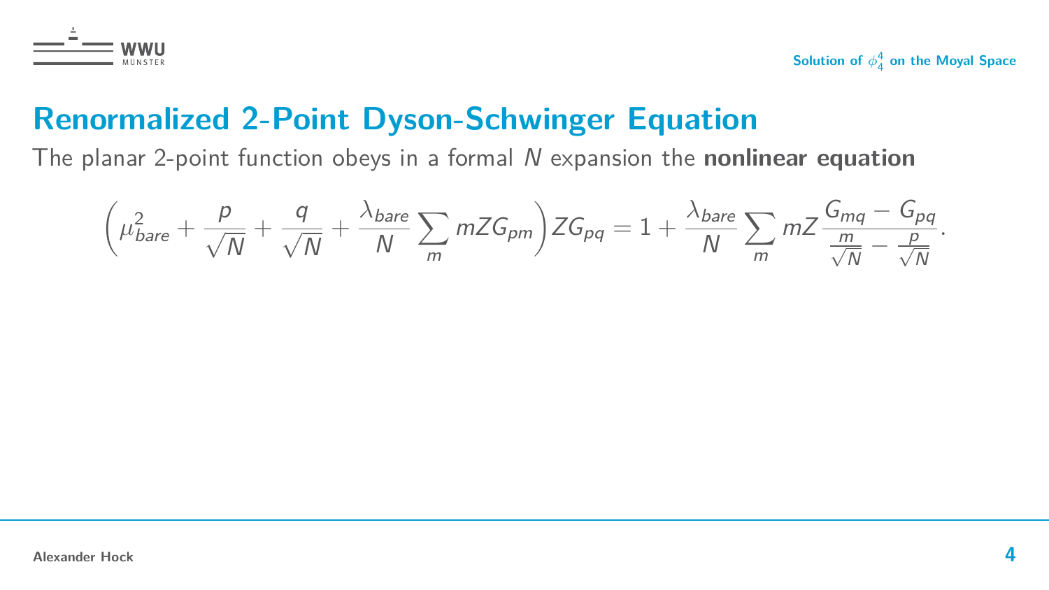# Renormalized 2-Point Dyson-Schwinger Equation

The planar 2-point function obeys in a formal $N$ expansion the **nonlinear equation**

$$\Big(\mu_{bare}^2 + \frac{p}{\sqrt{N}} + \frac{q}{\sqrt{N}} + \frac{\lambda_{bare}}{N}\sum_m mZG_{pm}\Big)ZG_{pq} = 1 + \frac{\lambda_{bare}}{N}\sum_m mZ\frac{G_{mq} - G_{pq}}{\frac{m}{\sqrt{N}} - \frac{p}{\sqrt{N}}}.$$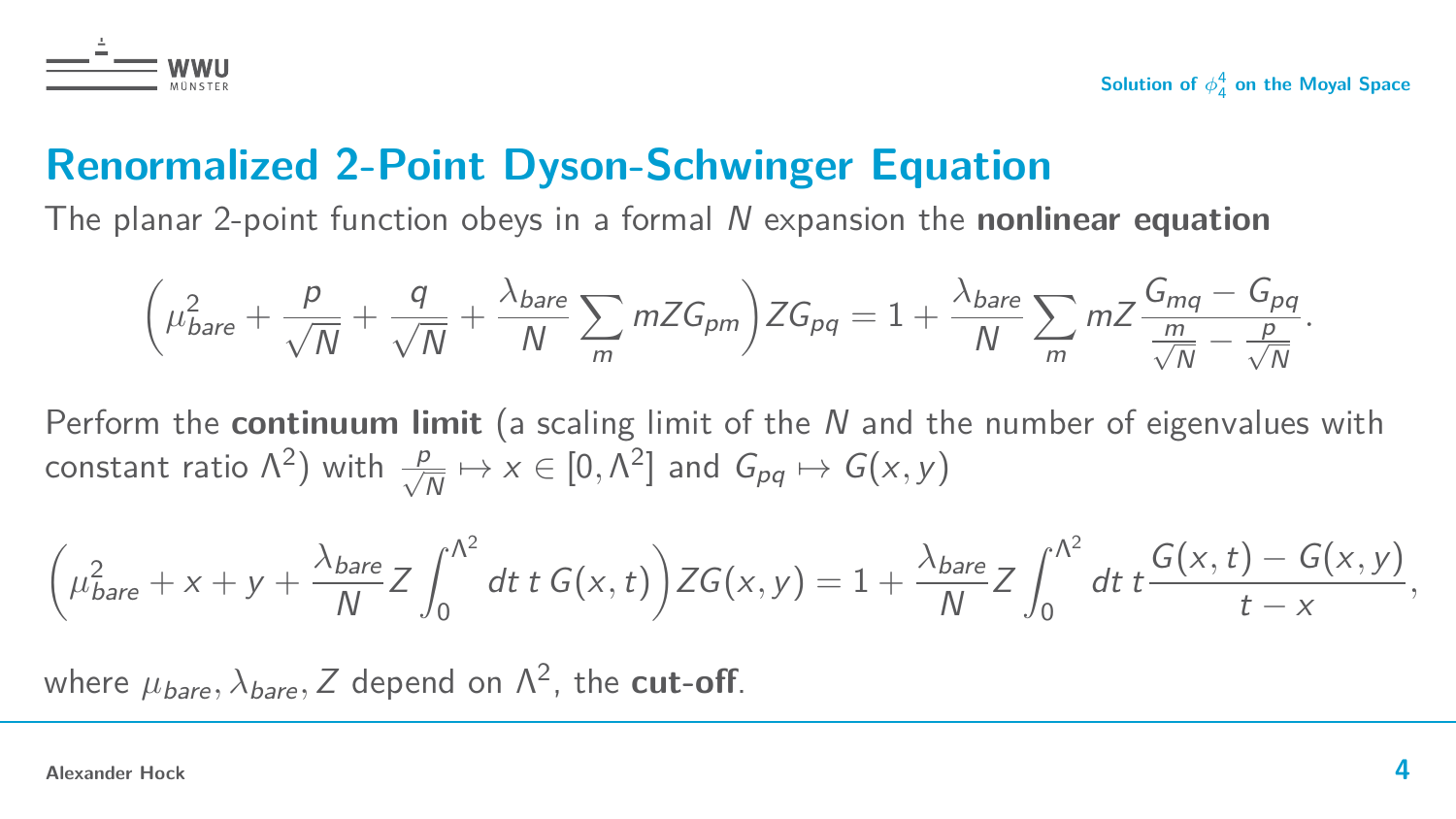# Renormalized 2-Point Dyson-Schwinger Equation

The planar 2-point function obeys in a formal $N$ expansion the **nonlinear equation**

$$\Big(\mu_{bare}^2 + \frac{p}{\sqrt{N}} + \frac{q}{\sqrt{N}} + \frac{\lambda_{bare}}{N}\sum_m mZG_{pm}\Big)ZG_{pq} = 1 + \frac{\lambda_{bare}}{N}\sum_m mZ\frac{G_{mq} - G_{pq}}{\frac{m}{\sqrt{N}} - \frac{p}{\sqrt{N}}}.$$

Perform the **continuum limit** (a scaling limit of the $N$ and the number of eigenvalues with constant ratio $\Lambda^2$) with $\frac{p}{\sqrt{N}} \mapsto x \in [0, \Lambda^2]$ and $G_{pq} \mapsto G(x, y)$

$$\Big(\mu_{bare}^2 + x + y + \frac{\lambda_{bare}}{N}Z\int_0^{\Lambda^2} dt\; t\, G(x,t)\Big)ZG(x,y) = 1 + \frac{\lambda_{bare}}{N}Z\int_0^{\Lambda^2} dt\; t\,\frac{G(x,t) - G(x,y)}{t - x},$$

where $\mu_{bare}, \lambda_{bare}, Z$ depend on $\Lambda^2$, the **cut-off**.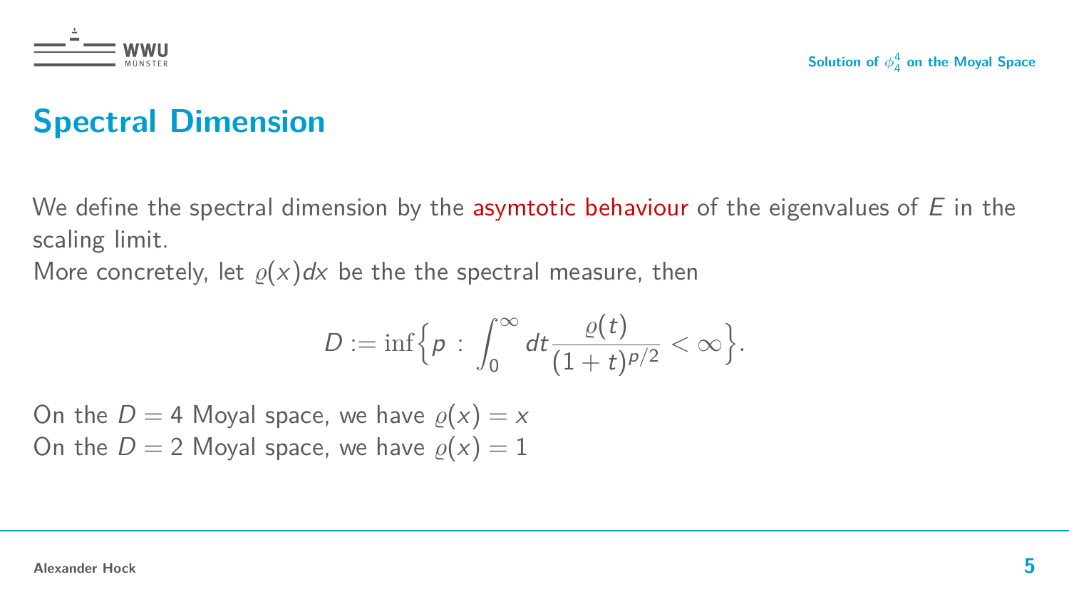# Spectral Dimension

We define the spectral dimension by the asymtotic behaviour of the eigenvalues of $E$ in the scaling limit.
More concretely, let $\varrho(x)dx$ be the the spectral measure, then

$$D := \inf\Big\{p \,:\, \int_0^\infty dt \frac{\varrho(t)}{(1+t)^{p/2}} < \infty\Big\}.$$

On the $D = 4$ Moyal space, we have $\varrho(x) = x$
On the $D = 2$ Moyal space, we have $\varrho(x) = 1$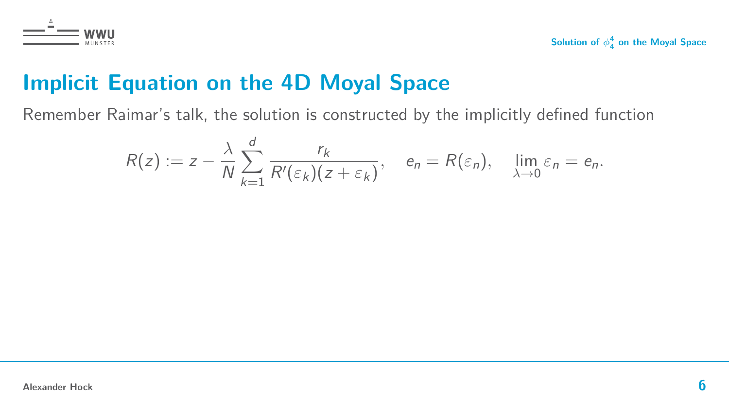# Implicit Equation on the 4D Moyal Space

Remember Raimar's talk, the solution is constructed by the implicitly defined function

$$R(z) := z - \frac{\lambda}{N} \sum_{k=1}^{d} \frac{r_k}{R'(\varepsilon_k)(z + \varepsilon_k)}, \quad e_n = R(\varepsilon_n), \quad \lim_{\lambda \to 0} \varepsilon_n = e_n.$$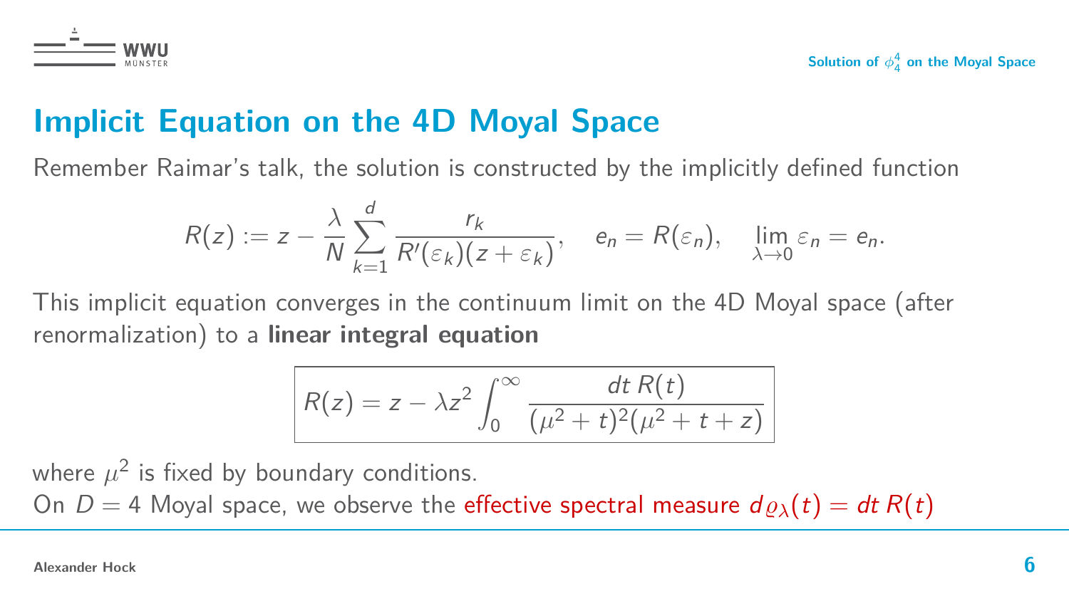# Implicit Equation on the 4D Moyal Space

Remember Raimar's talk, the solution is constructed by the implicitly defined function

$$R(z) := z - \frac{\lambda}{N}\sum_{k=1}^{d} \frac{r_k}{R'(\varepsilon_k)(z+\varepsilon_k)}, \quad e_n = R(\varepsilon_n), \quad \lim_{\lambda\to 0} \varepsilon_n = e_n.$$

This implicit equation converges in the continuum limit on the 4D Moyal space (after renormalization) to a **linear integral equation**

$$\boxed{R(z) = z - \lambda z^2 \int_0^\infty \frac{dt\, R(t)}{(\mu^2+t)^2(\mu^2+t+z)}}$$

where $\mu^2$ is fixed by boundary conditions.

On $D = 4$ Moyal space, we observe the effective spectral measure $d\varrho_\lambda(t) = dt\, R(t)$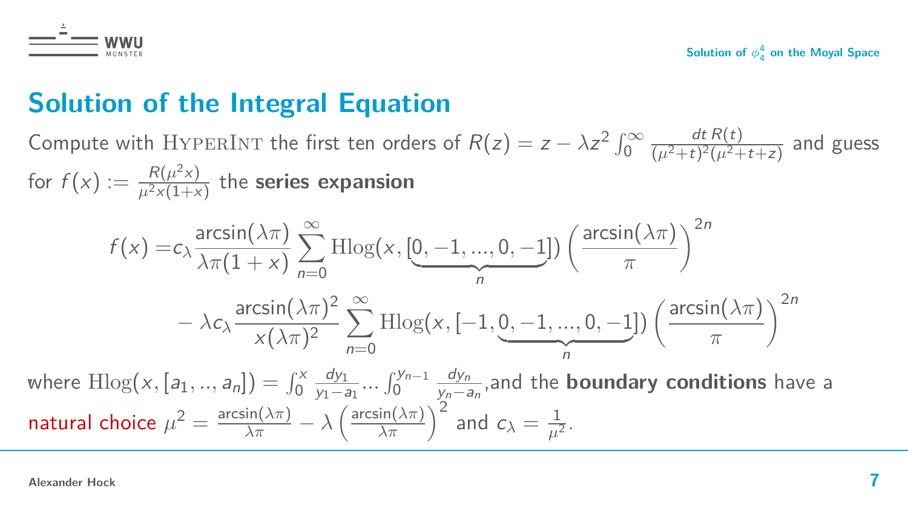# Solution of the Integral Equation

Compute with HyperInt the first ten orders of $R(z) = z - \lambda z^2 \int_0^\infty \frac{dt\, R(t)}{(\mu^2+t)^2(\mu^2+t+z)}$ and guess for $f(x) := \frac{R(\mu^2 x)}{\mu^2 x(1+x)}$ the **series expansion**

$$
\begin{aligned}
f(x) =& c_\lambda \frac{\arcsin(\lambda\pi)}{\lambda\pi(1+x)} \sum_{n=0}^{\infty} \mathrm{Hlog}(x, [\underbrace{0,-1,...,0,-1}_{n}]) \left(\frac{\arcsin(\lambda\pi)}{\pi}\right)^{2n} \\
&- \lambda c_\lambda \frac{\arcsin(\lambda\pi)^2}{x(\lambda\pi)^2} \sum_{n=0}^{\infty} \mathrm{Hlog}(x, [-1, \underbrace{0,-1,...,0,-1}_{n}]) \left(\frac{\arcsin(\lambda\pi)}{\pi}\right)^{2n}
\end{aligned}
$$

where $\mathrm{Hlog}(x, [a_1, .., a_n]) = \int_0^x \frac{dy_1}{y_1 - a_1} ... \int_0^{y_{n-1}} \frac{dy_n}{y_n - a_n}$,and the **boundary conditions** have a natural choice $\mu^2 = \frac{\arcsin(\lambda\pi)}{\lambda\pi} - \lambda \left(\frac{\arcsin(\lambda\pi)}{\lambda\pi}\right)^2$ and $c_\lambda = \frac{1}{\mu^2}$.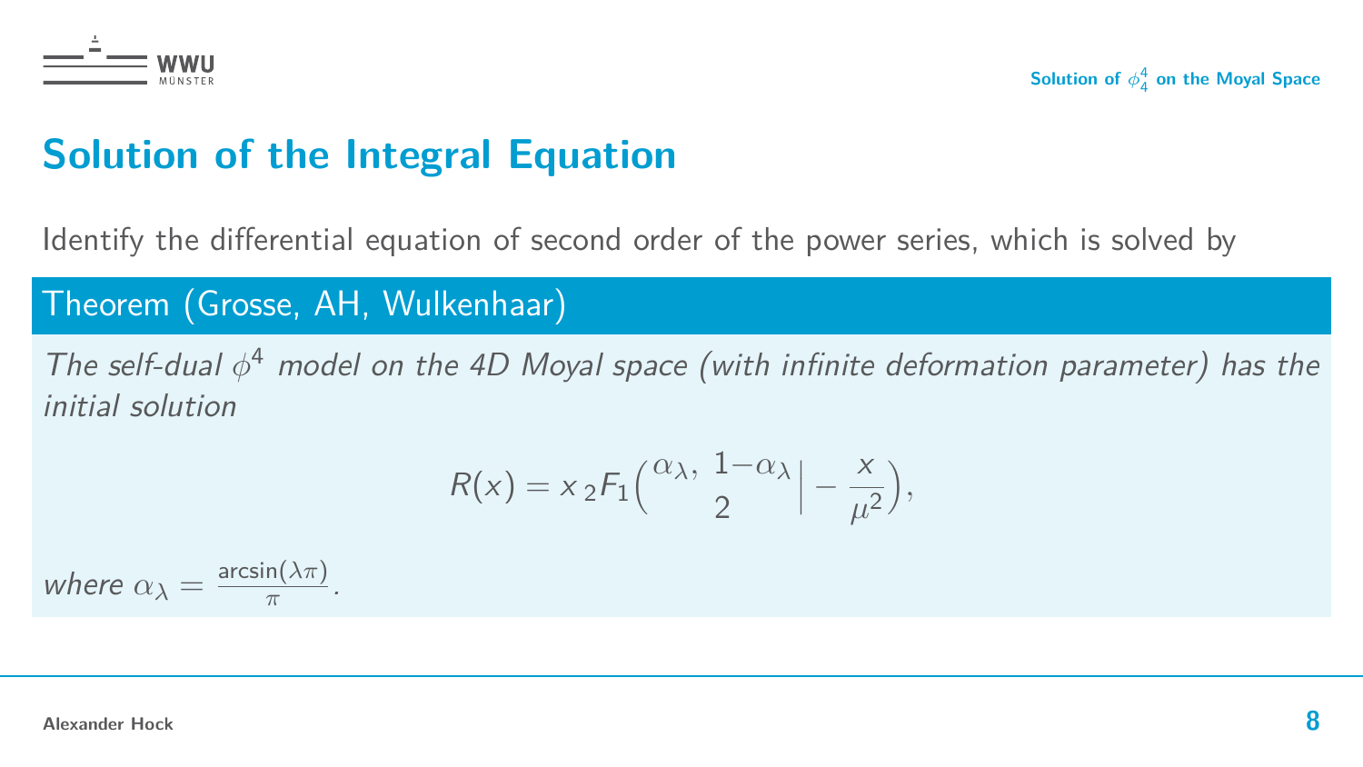## Solution of the Integral Equation

Identify the differential equation of second order of the power series, which is solved by

**Theorem (Grosse, AH, Wulkenhaar)**

*The self-dual $\phi^4$ model on the 4D Moyal space (with infinite deformation parameter) has the initial solution*

$$R(x) = x\,{}_2F_1\Big(\begin{matrix}\alpha_\lambda,\ 1-\alpha_\lambda\\ 2\end{matrix}\Big| -\frac{x}{\mu^2}\Big),$$

*where $\alpha_\lambda = \frac{\arcsin(\lambda\pi)}{\pi}$.*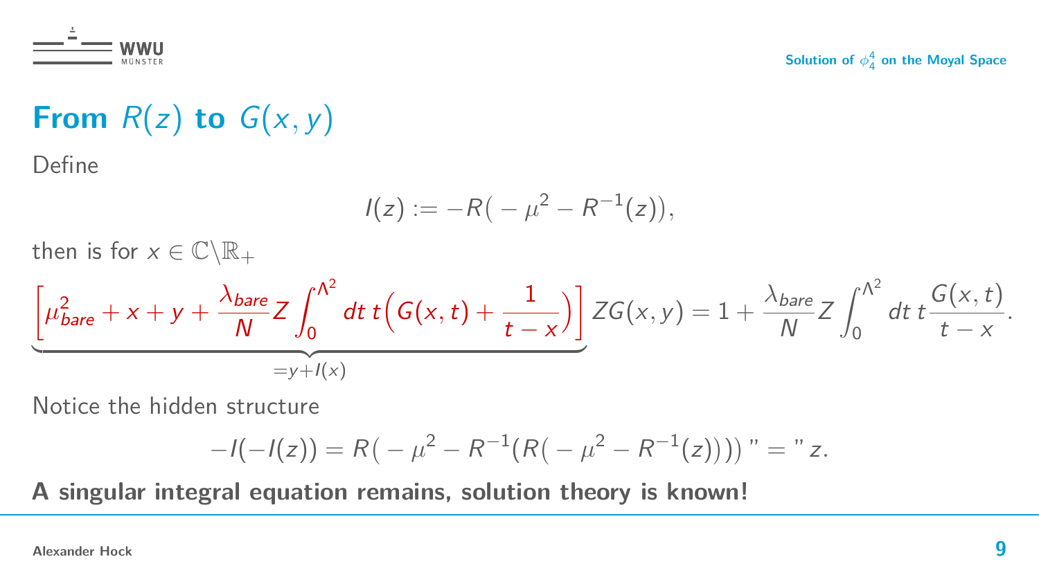## From $R(z)$ to $G(x, y)$

Define

$$I(z) := -R\big(-\mu^2 - R^{-1}(z)\big),$$

then is for $x \in \mathbb{C}\backslash\mathbb{R}_+$

$$\underbrace{\left[\mu_{bare}^2 + x + y + \frac{\lambda_{bare}}{N} Z \int_0^{\Lambda^2} dt\, t \Big(G(x,t) + \frac{1}{t-x}\Big)\right]}_{=y+I(x)} ZG(x,y) = 1 + \frac{\lambda_{bare}}{N} Z \int_0^{\Lambda^2} dt\, t \frac{G(x,t)}{t-x}.$$

Notice the hidden structure

$$-I(-I(z)) = R\big(-\mu^2 - R^{-1}(R(-\mu^2 - R^{-1}(z)))\big) \text{ "=" } z.$$

**A singular integral equation remains, solution theory is known!**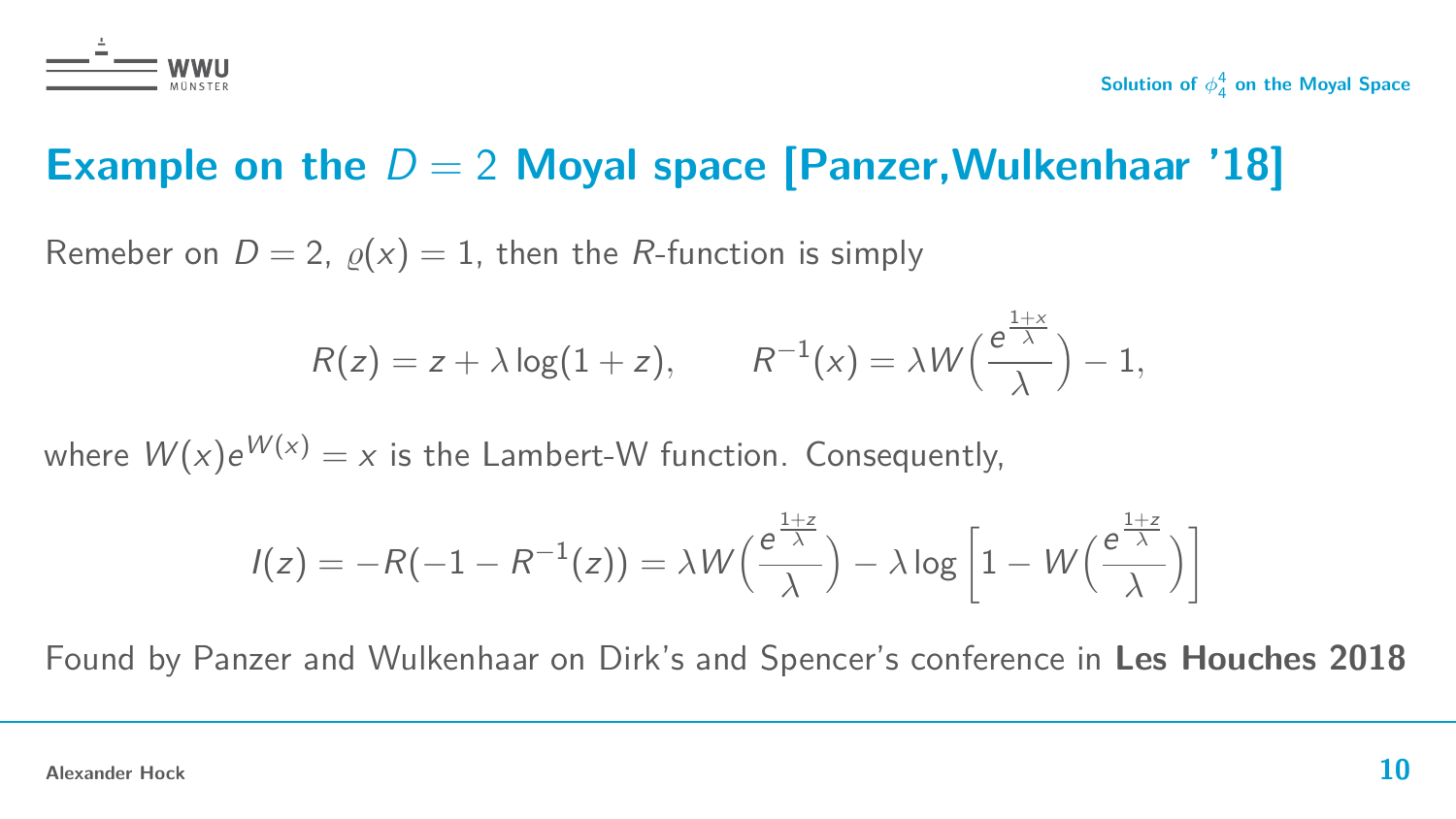# Example on the $D = 2$ Moyal space [Panzer,Wulkenhaar '18]

Remeber on $D = 2$, $\varrho(x) = 1$, then the $R$-function is simply

$$R(z) = z + \lambda \log(1+z), \qquad R^{-1}(x) = \lambda W\Big(\frac{e^{\frac{1+x}{\lambda}}}{\lambda}\Big) - 1,$$

where $W(x)e^{W(x)} = x$ is the Lambert-W function. Consequently,

$$I(z) = -R(-1 - R^{-1}(z)) = \lambda W\Big(\frac{e^{\frac{1+z}{\lambda}}}{\lambda}\Big) - \lambda \log\Big[1 - W\Big(\frac{e^{\frac{1+z}{\lambda}}}{\lambda}\Big)\Big]$$

Found by Panzer and Wulkenhaar on Dirk's and Spencer's conference in **Les Houches 2018**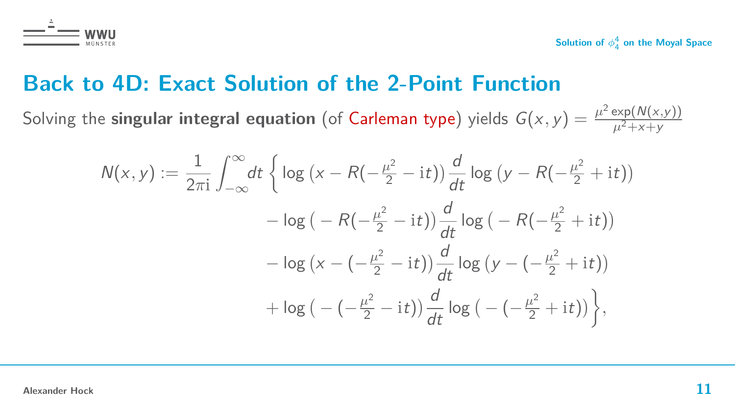# Back to 4D: Exact Solution of the 2-Point Function

Solving the **singular integral equation** (of Carleman type) yields $G(x,y) = \frac{\mu^2 \exp(N(x,y))}{\mu^2+x+y}$

$$
\begin{aligned}
N(x,y) := \frac{1}{2\pi\mathrm{i}} \int_{-\infty}^{\infty} dt \Big\{ & \log\big(x - R(-\tfrac{\mu^2}{2} - \mathrm{i}t)\big) \frac{d}{dt} \log\big(y - R(-\tfrac{\mu^2}{2} + \mathrm{i}t)\big) \\
& - \log\big(-R(-\tfrac{\mu^2}{2} - \mathrm{i}t)\big) \frac{d}{dt} \log\big(-R(-\tfrac{\mu^2}{2} + \mathrm{i}t)\big) \\
& - \log\big(x - (-\tfrac{\mu^2}{2} - \mathrm{i}t)\big) \frac{d}{dt} \log\big(y - (-\tfrac{\mu^2}{2} + \mathrm{i}t)\big) \\
& + \log\big(-(-\tfrac{\mu^2}{2} - \mathrm{i}t)\big) \frac{d}{dt} \log\big(-(-\tfrac{\mu^2}{2} + \mathrm{i}t)\big) \Big\},
\end{aligned}
$$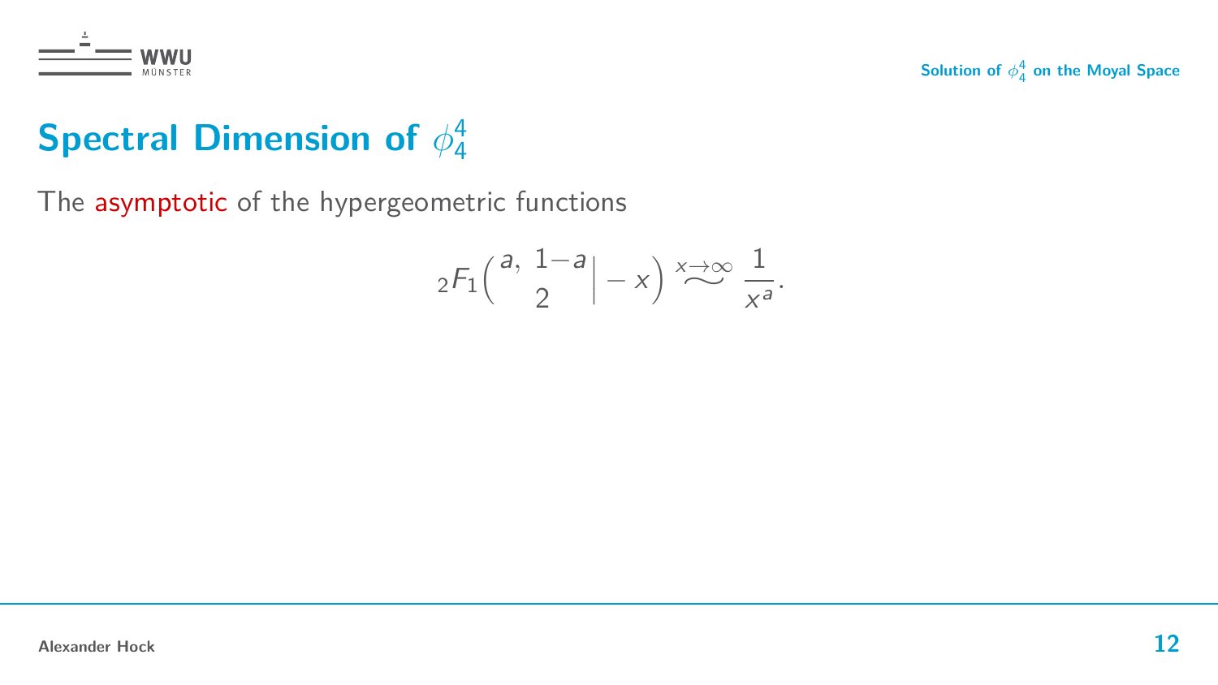# Spectral Dimension of $\phi_4^4$

The asymptotic of the hypergeometric functions

$$
{}_2F_1\left(\begin{matrix} a, \; 1-a \\ 2 \end{matrix} \middle| -x\right) \overset{x\to\infty}{\sim} \frac{1}{x^a}.
$$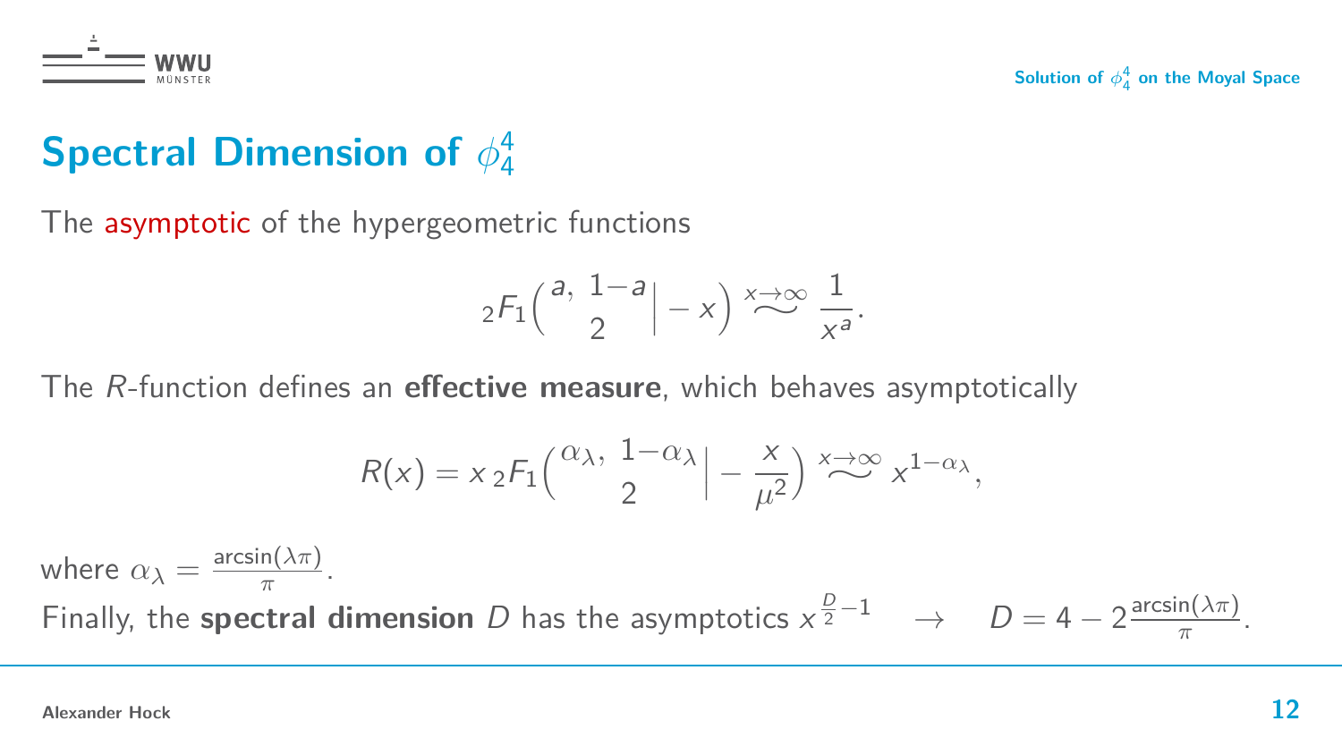## Spectral Dimension of $\phi_4^4$

The asymptotic of the hypergeometric functions

$$
{}_2F_1\left(\begin{matrix} a, \ 1-a \\ 2 \end{matrix}\,\middle|\, -x\right) \overset{x\to\infty}{\sim} \frac{1}{x^a}.
$$

The $R$-function defines an **effective measure**, which behaves asymptotically

$$
R(x) = x\,{}_2F_1\left(\begin{matrix} \alpha_\lambda, \ 1-\alpha_\lambda \\ 2 \end{matrix}\,\middle|\, -\frac{x}{\mu^2}\right) \overset{x\to\infty}{\sim} x^{1-\alpha_\lambda},
$$

where $\alpha_\lambda = \frac{\arcsin(\lambda\pi)}{\pi}$.

Finally, the **spectral dimension** $D$ has the asymptotics $x^{\frac{D}{2}-1} \quad \rightarrow \quad D = 4 - 2\frac{\arcsin(\lambda\pi)}{\pi}$.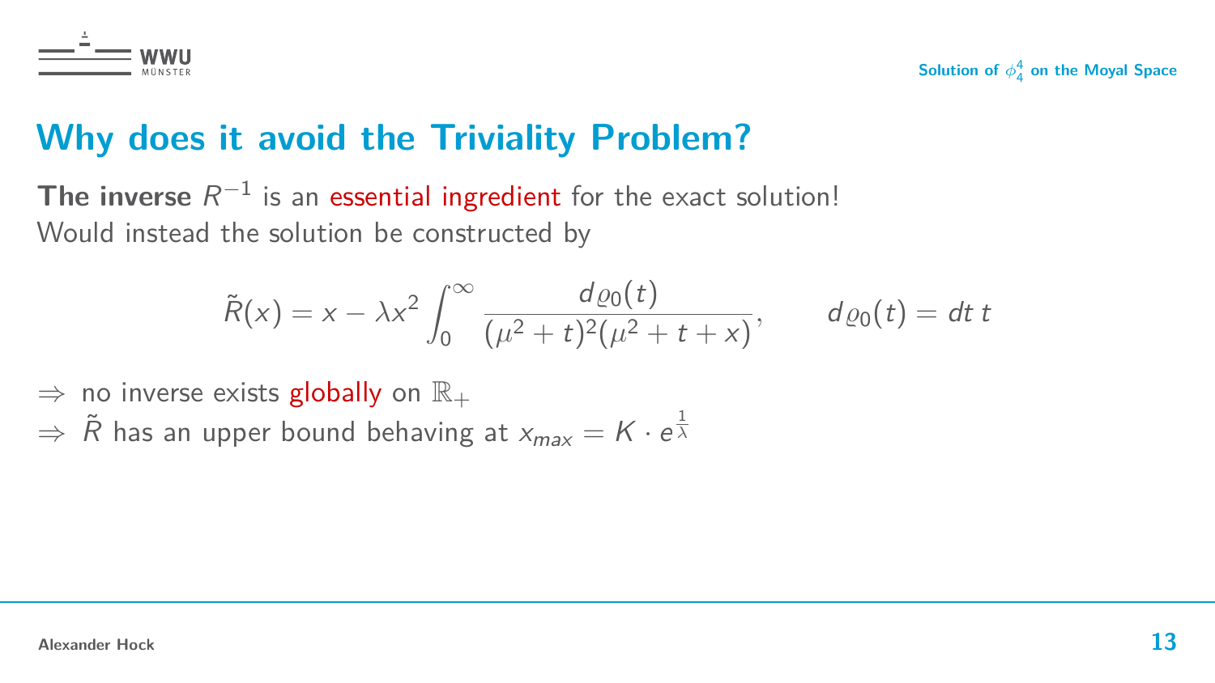# Why does it avoid the Triviality Problem?

**The inverse** $R^{-1}$ is an essential ingredient for the exact solution!
Would instead the solution be constructed by

$$\tilde{R}(x) = x - \lambda x^2 \int_0^\infty \frac{d\varrho_0(t)}{(\mu^2 + t)^2(\mu^2 + t + x)}, \qquad d\varrho_0(t) = dt\, t$$

$\Rightarrow$ no inverse exists globally on $\mathbb{R}_+$

$\Rightarrow$ $\tilde{R}$ has an upper bound behaving at $x_{max} = K \cdot e^{\frac{1}{\lambda}}$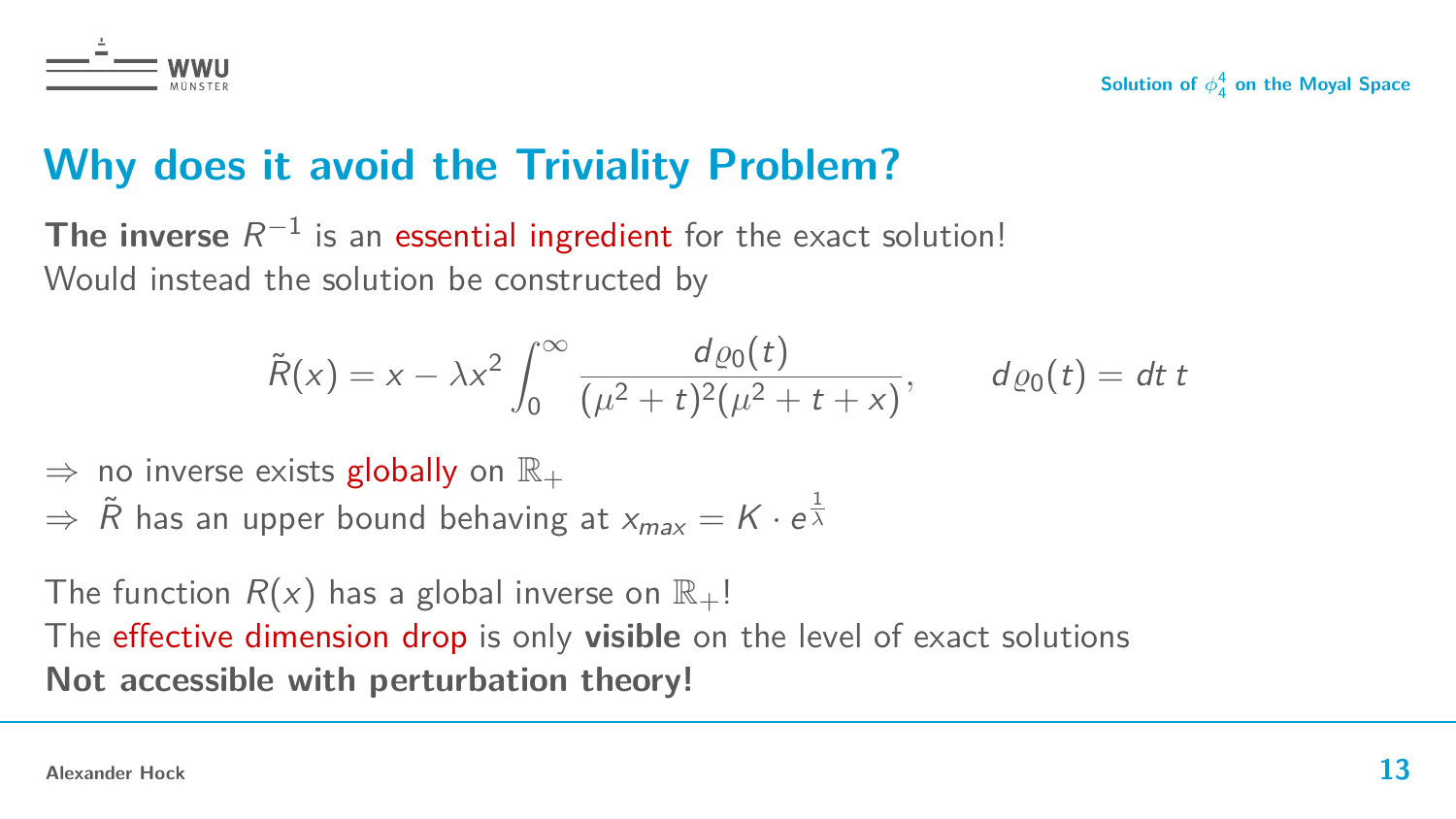## Why does it avoid the Triviality Problem?

**The inverse** $R^{-1}$ is an essential ingredient for the exact solution!
Would instead the solution be constructed by

$$\tilde{R}(x) = x - \lambda x^2 \int_0^\infty \frac{d\varrho_0(t)}{(\mu^2 + t)^2(\mu^2 + t + x)}, \qquad d\varrho_0(t) = dt\, t$$

$\Rightarrow$ no inverse exists globally on $\mathbb{R}_+$
$\Rightarrow$ $\tilde{R}$ has an upper bound behaving at $x_{max} = K \cdot e^{\frac{1}{\lambda}}$

The function $R(x)$ has a global inverse on $\mathbb{R}_+$!
The effective dimension drop is only **visible** on the level of exact solutions
**Not accessible with perturbation theory!**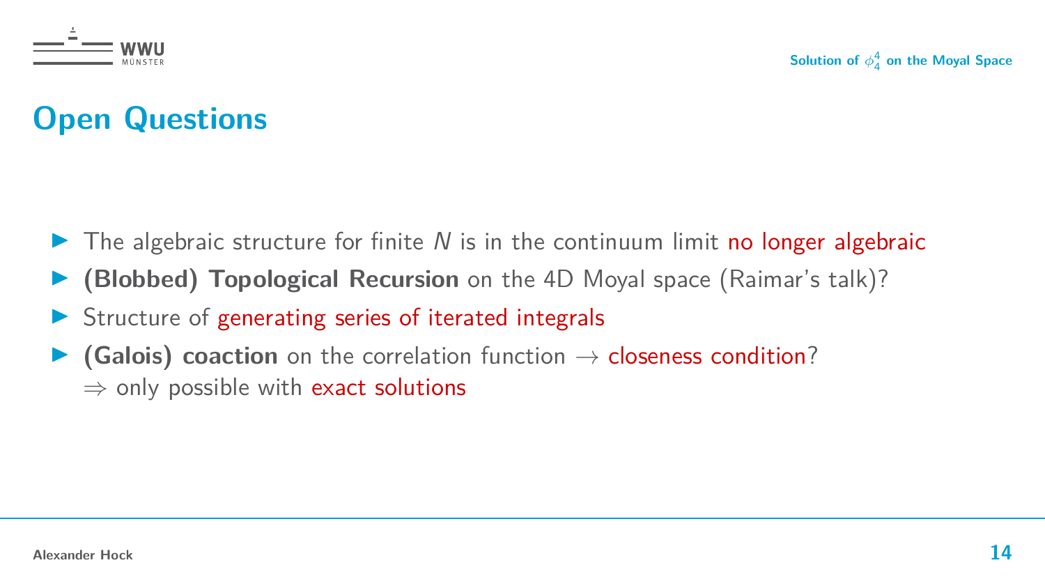# Open Questions

- The algebraic structure for finite $N$ is in the continuum limit no longer algebraic
- **(Blobbed) Topological Recursion** on the 4D Moyal space (Raimar's talk)?
- Structure of generating series of iterated integrals
- **(Galois) coaction** on the correlation function $\rightarrow$ closeness condition?
  $\Rightarrow$ only possible with exact solutions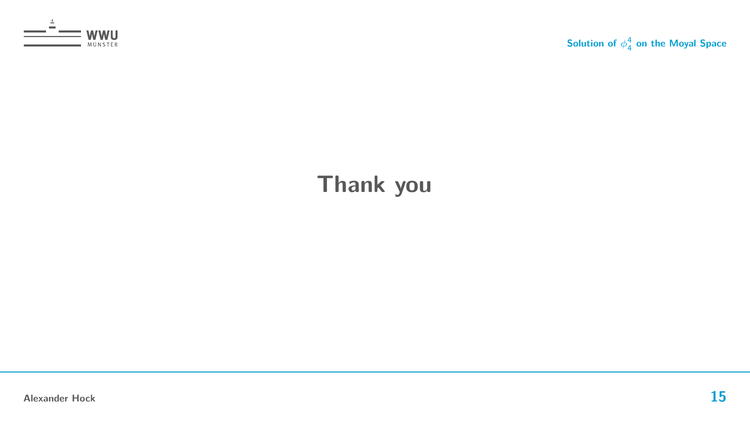# Thank you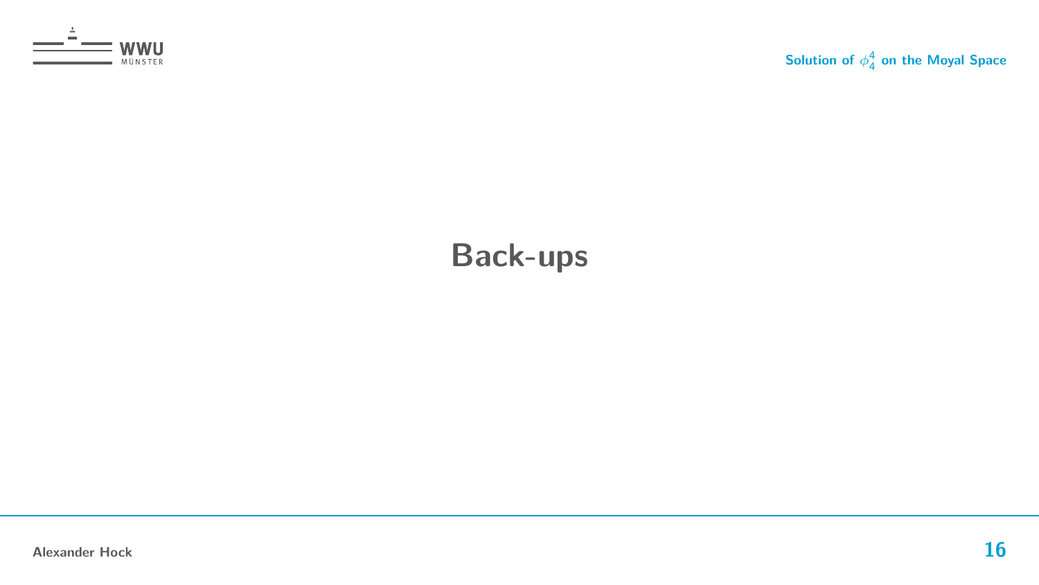# Back-ups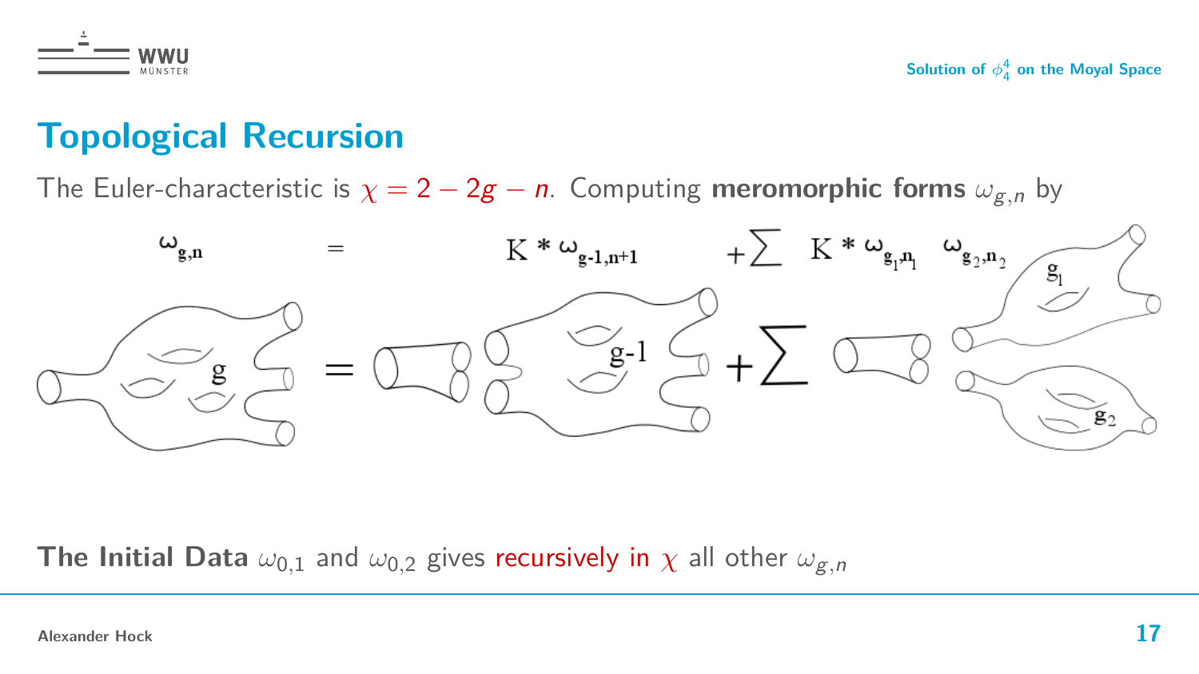# Topological Recursion

The Euler-characteristic is $\chi = 2 - 2g - n$. Computing **meromorphic forms** $\omega_{g,n}$ by

$$\omega_{g,n} = K * \omega_{g-1,n+1} + \sum K * \omega_{g_1,n_1} \; \omega_{g_2,n_2}$$

**The Initial Data** $\omega_{0,1}$ and $\omega_{0,2}$ gives recursively in $\chi$ all other $\omega_{g,n}$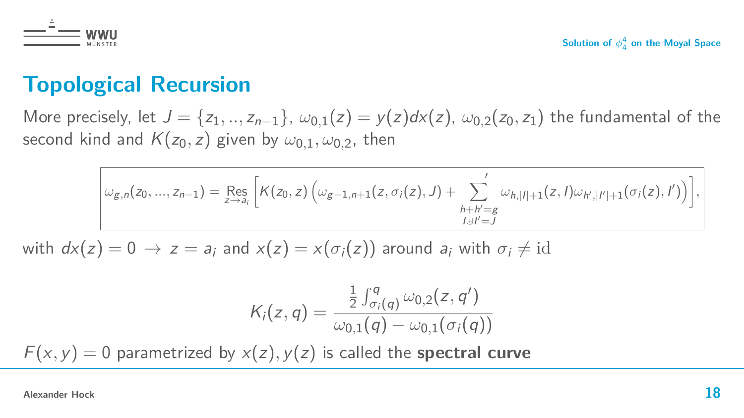# Topological Recursion

More precisely, let $J = \{z_1, .., z_{n-1}\}$, $\omega_{0,1}(z) = y(z)dx(z)$, $\omega_{0,2}(z_0, z_1)$ the fundamental of the second kind and $K(z_0, z)$ given by $\omega_{0,1}, \omega_{0,2}$, then

$$\omega_{g,n}(z_0, ..., z_{n-1}) = \operatorname*{Res}_{z \to a_i} \left[ K(z_0, z) \left( \omega_{g-1,n+1}(z, \sigma_i(z), J) + \sum_{\substack{h+h'=g \\ I \uplus I' = J}}^{\prime} \omega_{h,|I|+1}(z, I) \omega_{h',|I'|+1}(\sigma_i(z), I') \right) \right],$$

with $dx(z) = 0 \to z = a_i$ and $x(z) = x(\sigma_i(z))$ around $a_i$ with $\sigma_i \neq \mathrm{id}$

$$K_i(z, q) = \frac{\frac{1}{2} \int_{\sigma_i(q)}^{q} \omega_{0,2}(z, q')}{\omega_{0,1}(q) - \omega_{0,1}(\sigma_i(q))}$$

$F(x, y) = 0$ parametrized by $x(z), y(z)$ is called the **spectral curve**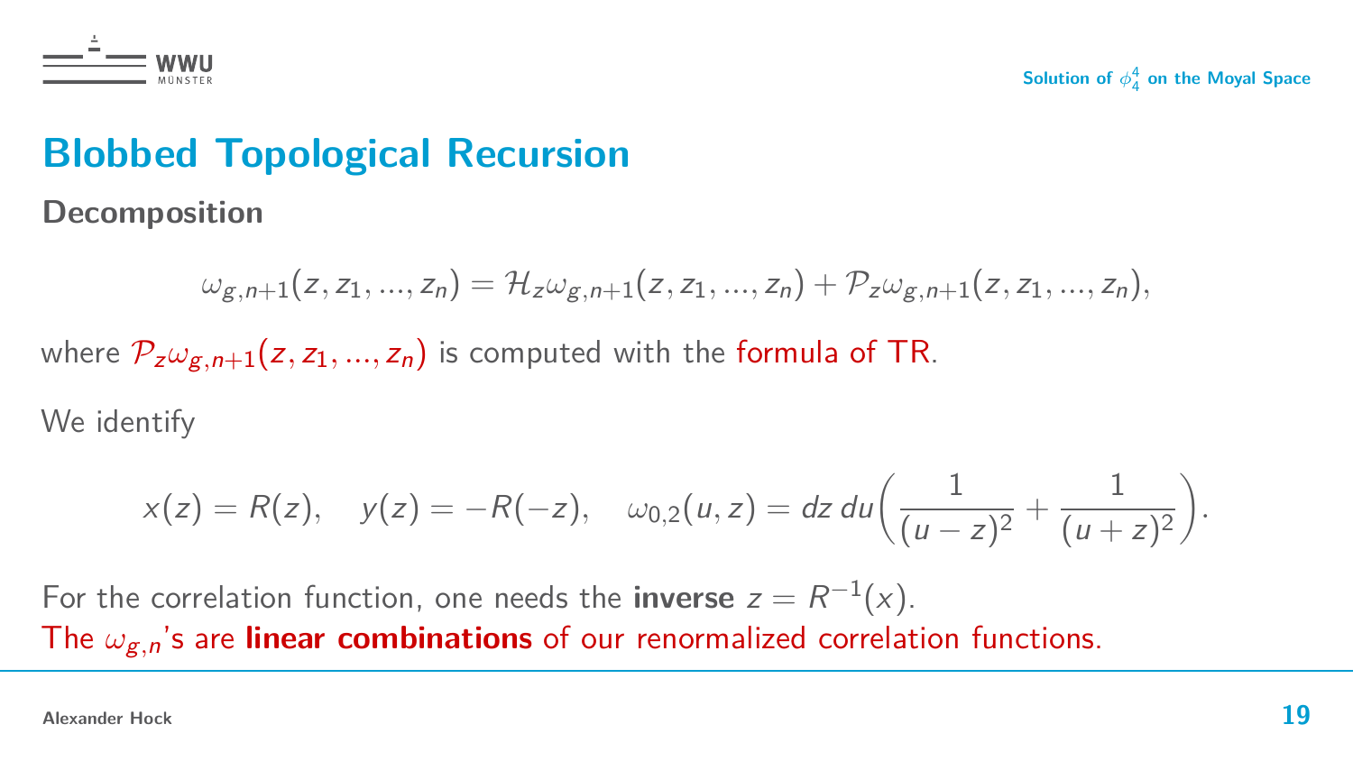# Blobbed Topological Recursion

**Decomposition**

$$\omega_{g,n+1}(z, z_1, ..., z_n) = \mathcal{H}_z\omega_{g,n+1}(z, z_1, ..., z_n) + \mathcal{P}_z\omega_{g,n+1}(z, z_1, ..., z_n),$$

where $\mathcal{P}_z\omega_{g,n+1}(z, z_1, ..., z_n)$ is computed with the formula of TR.

We identify

$$x(z) = R(z), \quad y(z) = -R(-z), \quad \omega_{0,2}(u, z) = dz\, du\left(\frac{1}{(u-z)^2} + \frac{1}{(u+z)^2}\right).$$

For the correlation function, one needs the **inverse** $z = R^{-1}(x)$.
The $\omega_{g,n}$'s are **linear combinations** of our renormalized correlation functions.